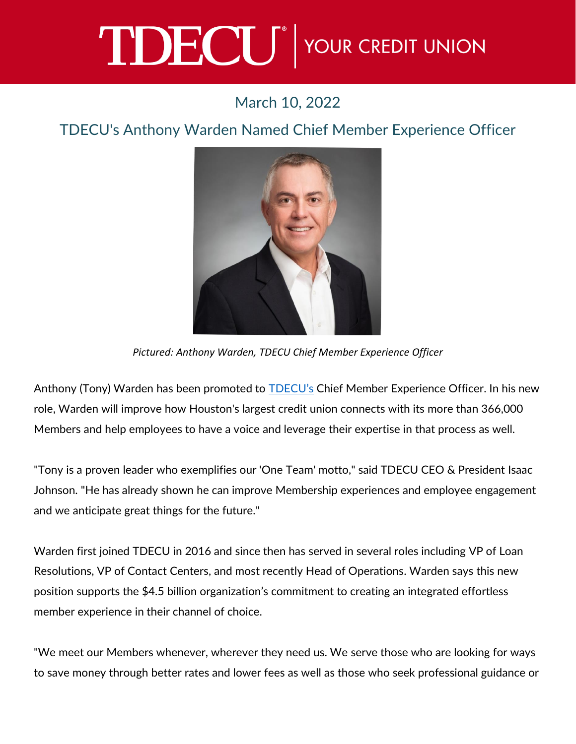# TDECU | YOUR CREDIT UNION

March 10, 2022

## TDECU's Anthony Warden Named Chief Member Experience Officer

*Pictured: Anthony Warden, TDECU Chief Member Experience Officer*

Anthony (Tony) Warden has been promoted to TDECU's Chief Member Experience Officer. In his new role, Warden will improve how Houston's largest credit union connects with its more than 366,000 Members and help employees to have a voice and leverage their expertise in that process as well.

"Tony is a proven leader who exemplifies our 'One Team' motto," said TDECU CEO & President Isaac Johnson. "He has already shown he can improve Membership experiences and employee engagement and we anticipate great things for the future."

Warden first joined TDECU in 2016 and since then has served in several roles including VP of Loan Resolutions, VP of Contact Centers, and most recently Head of Operations. Warden says this new position supports the $4.5 billion organization's commitment to creating an integrated effortless member experience in their channel of choice.

"We meet our Members whenever, wherever they need us. We serve those who are looking for ways to save money through better rates and lower fees as well as those who seek professional guidance or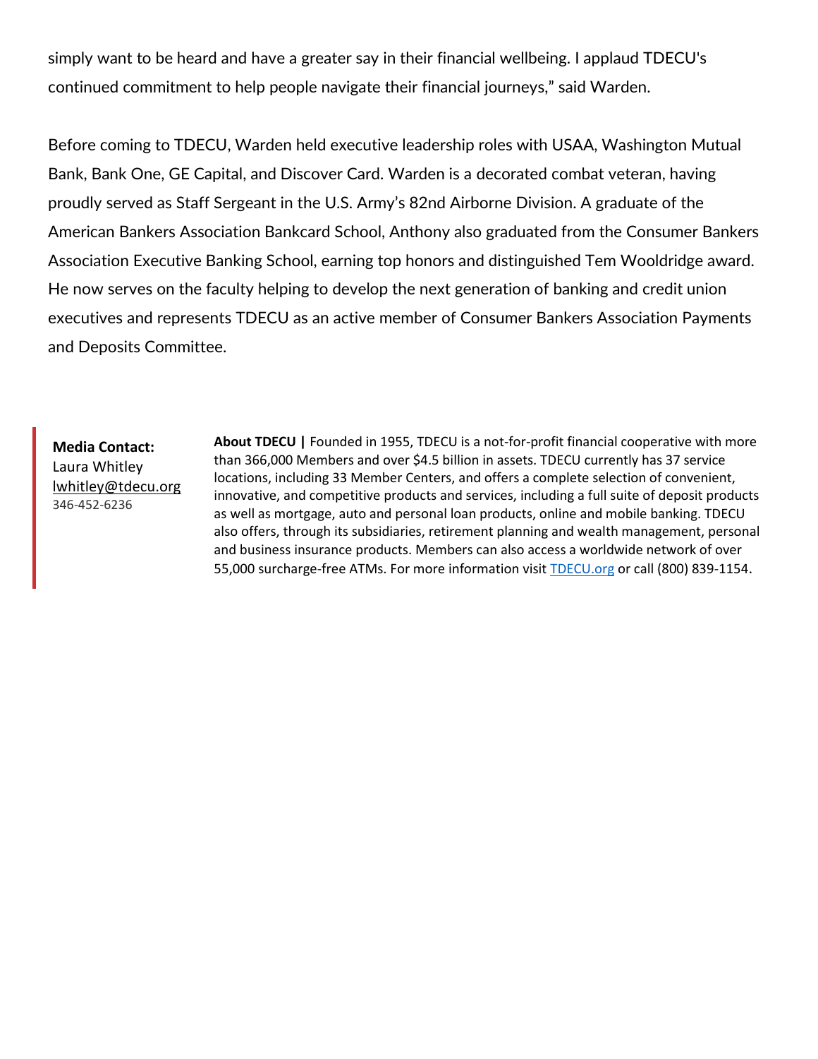simply want to be heard and have a greater say in their financial wellbeing. I applaud TDECU's continued commitment to help people navigate their financial journeys," said Warden.

Before coming to TDECU, Warden held executive leadership roles with USAA, Washington Mutual Bank, Bank One, GE Capital, and Discover Card. Warden is a decorated combat veteran, having proudly served as Staff Sergeant in the U.S. Army's 82nd Airborne Division. A graduate of the American Bankers Association Bankcard School, Anthony also graduated from the Consumer Bankers Association Executive Banking School, earning top honors and distinguished Tem Wooldridge award. He now serves on the faculty helping to develop the next generation of banking and credit union executives and represents TDECU as an active member of Consumer Bankers Association Payments and Deposits Committee.

**Media Contact:**
Laura Whitley
lwhitley@tdecu.org
346-452-6236

**About TDECU |** Founded in 1955, TDECU is a not-for-profit financial cooperative with more than 366,000 Members and over $4.5 billion in assets. TDECU currently has 37 service locations, including 33 Member Centers, and offers a complete selection of convenient, innovative, and competitive products and services, including a full suite of deposit products as well as mortgage, auto and personal loan products, online and mobile banking. TDECU also offers, through its subsidiaries, retirement planning and wealth management, personal and business insurance products. Members can also access a worldwide network of over 55,000 surcharge-free ATMs. For more information visit TDECU.org or call (800) 839-1154.